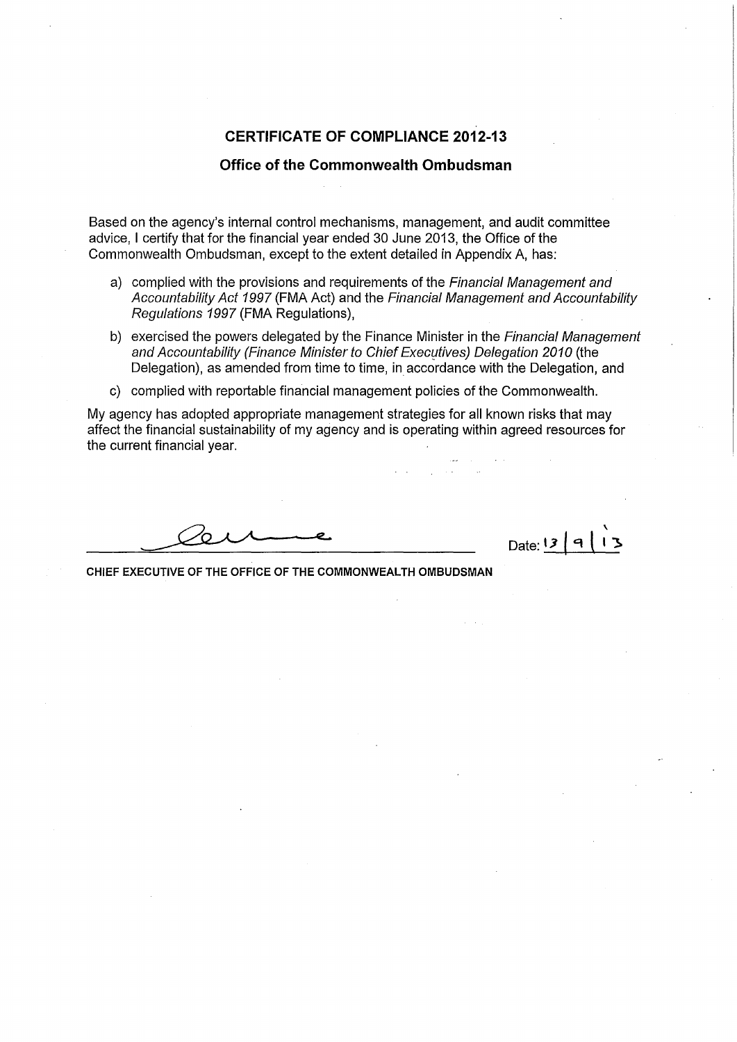# CERTIFICATE OF COMPLIANCE 2012-13

## Office of the Commonwealth Ombudsman

Based on the agency's internal control mechanisms, management, and audit committee advice, I certify that for the financial year ended 30 June 2013, the Office of the Commonwealth Ombudsman, except to the extent detailed in Appendix A, has:

a) complied with the provisions and requirements of the *Financial Management and Accountability Act 1997* (FMA Act) and the *Financial Management and Accountability Regulations 1997* (FMA Regulations),

b) exercised the powers delegated by the Finance Minister in the *Financial Management and Accountability (Finance Minister to Chief Executives) Delegation 2010* (the Delegation), as amended from time to time, in accordance with the Delegation, and

c) complied with reportable financial management policies of the Commonwealth.

My agency has adopted appropriate management strategies for all known risks that may affect the financial sustainability of my agency and is operating within agreed resources for the current financial year.

Date: 13/9/13

**CHIEF EXECUTIVE OF THE OFFICE OF THE COMMONWEALTH OMBUDSMAN**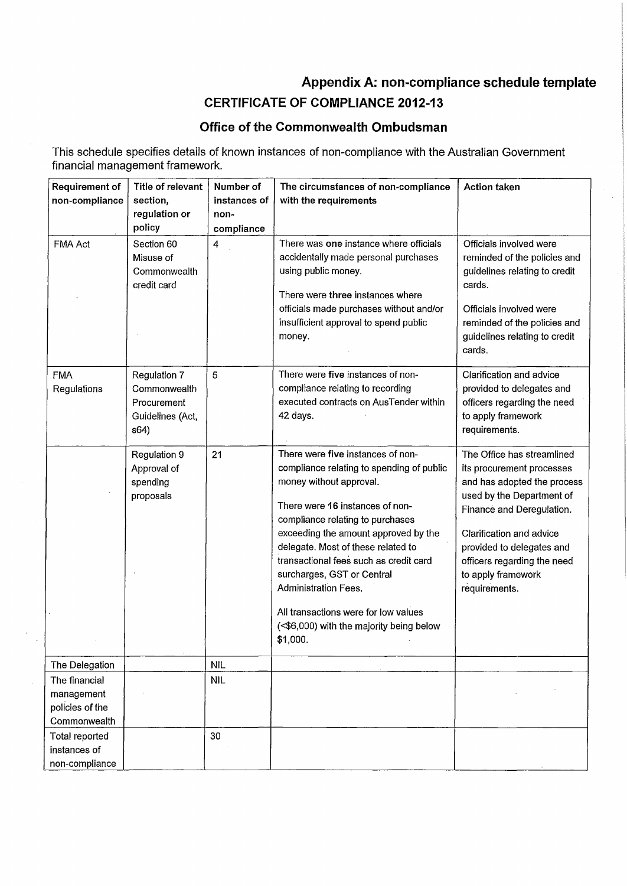## Appendix A: non-compliance schedule template

### CERTIFICATE OF COMPLIANCE 2012-13

### Office of the Commonwealth Ombudsman

This schedule specifies details of known instances of non-compliance with the Australian Government financial management framework.

| Requirement of non-compliance | Title of relevant section, regulation or policy | Number of instances of non-compliance | The circumstances of non-compliance with the requirements | Action taken |
|---|---|---|---|---|
| FMA Act | Section 60 Misuse of Commonwealth credit card | 4 | There was **one** instance where officials accidentally made personal purchases using public money.<br><br>There were **three** instances where officials made purchases without and/or insufficient approval to spend public money. | Officials involved were reminded of the policies and guidelines relating to credit cards.<br><br>Officials involved were reminded of the policies and guidelines relating to credit cards. |
| FMA Regulations | Regulation 7 Commonwealth Procurement Guidelines (Act, s64) | 5 | There were **five** instances of non-compliance relating to recording executed contracts on AusTender within 42 days. | Clarification and advice provided to delegates and officers regarding the need to apply framework requirements. |
| | Regulation 9 Approval of spending proposals | 21 | There were **five** instances of non-compliance relating to spending of public money without approval.<br><br>There were **16** instances of non-compliance relating to purchases exceeding the amount approved by the delegate. Most of these related to transactional fees such as credit card surcharges, GST or Central Administration Fees.<br><br>All transactions were for low values (<$6,000) with the majority being below $1,000. | The Office has streamlined its procurement processes and has adopted the process used by the Department of Finance and Deregulation.<br><br>Clarification and advice provided to delegates and officers regarding the need to apply framework requirements. |
| The Delegation | | NIL | | |
| The financial management policies of the Commonwealth | | NIL | | |
| Total reported instances of non-compliance | | 30 | | |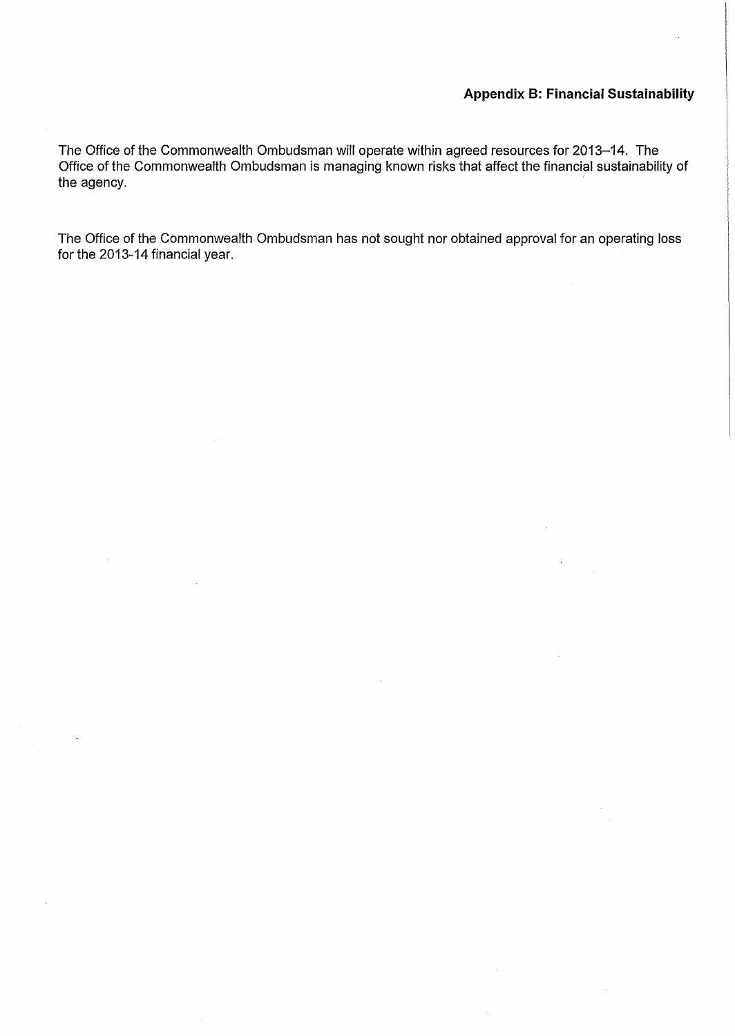## Appendix B: Financial Sustainability

The Office of the Commonwealth Ombudsman will operate within agreed resources for 2013–14. The Office of the Commonwealth Ombudsman is managing known risks that affect the financial sustainability of the agency.

The Office of the Commonwealth Ombudsman has not sought nor obtained approval for an operating loss for the 2013-14 financial year.